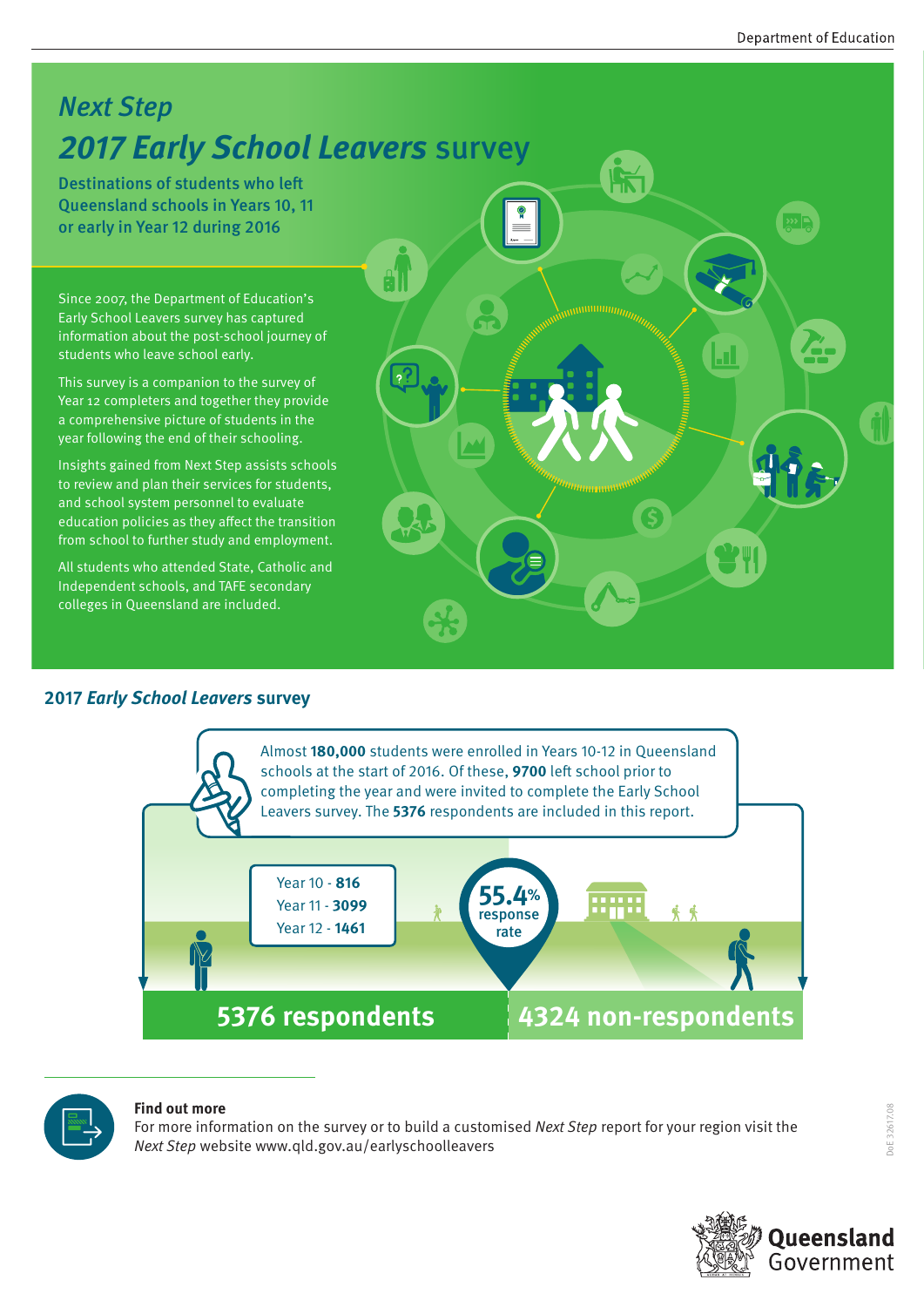# *Next Step*

# *2017 Early School Leavers* survey

## Destinations of students who left Queensland schools in Years 10, 11 or early in Year 12 during 2016

Since 2007, the Department of Education's Early School Leavers survey has captured information about the post-school journey of students who leave school early.

This survey is a companion to the survey of Year 12 completers and together they provide a comprehensive picture of students in the year following the end of their schooling.

Insights gained from Next Step assists schools to review and plan their services for students, and school system personnel to evaluate education policies as they affect the transition from school to further study and employment.

All students who attended State, Catholic and Independent schools, and TAFE secondary colleges in Queensland are included.

## 2017 *Early School Leavers* survey

Almost **180,000** students were enrolled in Years 10-12 in Queensland schools at the start of 2016. Of these, **9700** left school prior to completing the year and were invited to complete the Early School Leavers survey. The **5376** respondents are included in this report.

- Year 10 - **816**
- Year 11 - **3099**
- Year 12 - **1461**

**55.4%** response rate

**5376 respondents**

**4324 non-respondents**

**Find out more**

For more information on the survey or to build a customised *Next Step* report for your region visit the *Next Step* website www.qld.gov.au/earlyschoolleavers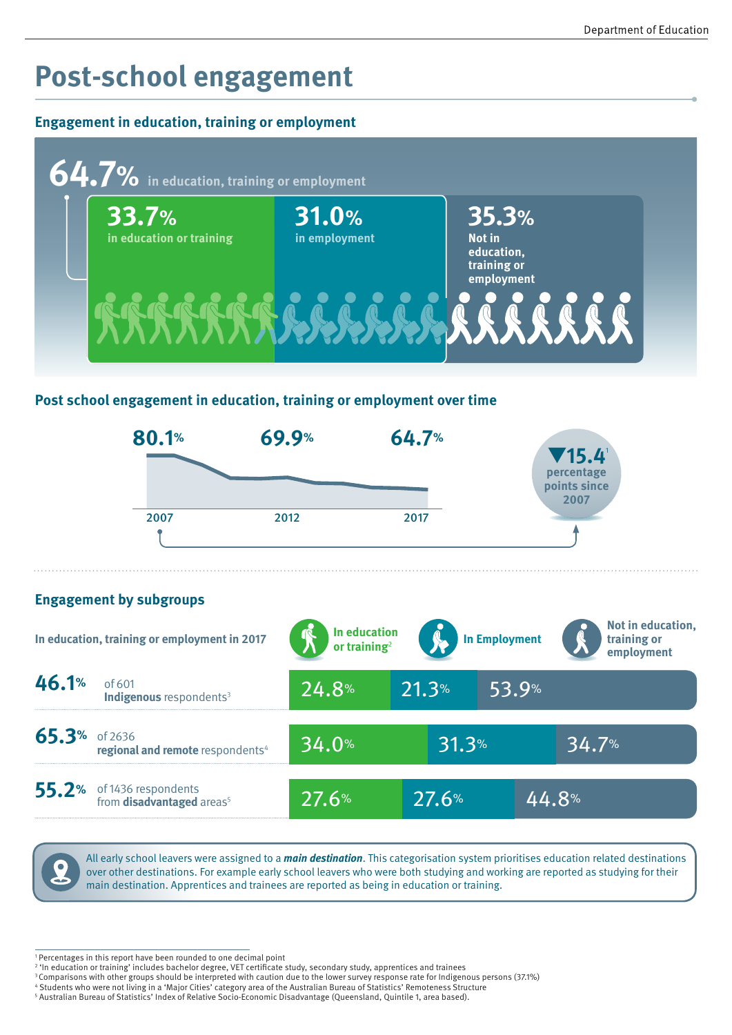# Post-school engagement

## Engagement in education, training or employment

**64.7%** in education, training or employment

- **33.7%** in education or training
- **31.0%** in employment
- **35.3%** Not in education, training or employment

## Post school engagement in education, training or employment over time

| 2007 | 2012 | 2017 |
|---|---|---|
| 80.1% | 69.9% | 64.7% |

▼15.4[1] percentage points since 2007

## Engagement by subgroups

| In education, training or employment in 2017 | | In education or training[2] | In Employment | Not in education, training or employment |
|---|---|---|---|---|
| 46.1% | of 601 **Indigenous** respondents[3] | 24.8% | 21.3% | 53.9% |
| 65.3% | of 2636 **regional and remote** respondents[4] | 34.0% | 31.3% | 34.7% |
| 55.2% | of 1436 respondents from **disadvantaged** areas[5] | 27.6% | 27.6% | 44.8% |

All early school leavers were assigned to a ***main destination***. This categorisation system prioritises education related destinations over other destinations. For example early school leavers who were both studying and working are reported as studying for their main destination. Apprentices and trainees are reported as being in education or training.

---

[1] Percentages in this report have been rounded to one decimal point
[2] 'In education or training' includes bachelor degree, VET certificate study, secondary study, apprentices and trainees
[3] Comparisons with other groups should be interpreted with caution due to the lower survey response rate for Indigenous persons (37.1%)
[4] Students who were not living in a 'Major Cities' category area of the Australian Bureau of Statistics' Remoteness Structure
[5] Australian Bureau of Statistics' Index of Relative Socio-Economic Disadvantage (Queensland, Quintile 1, area based).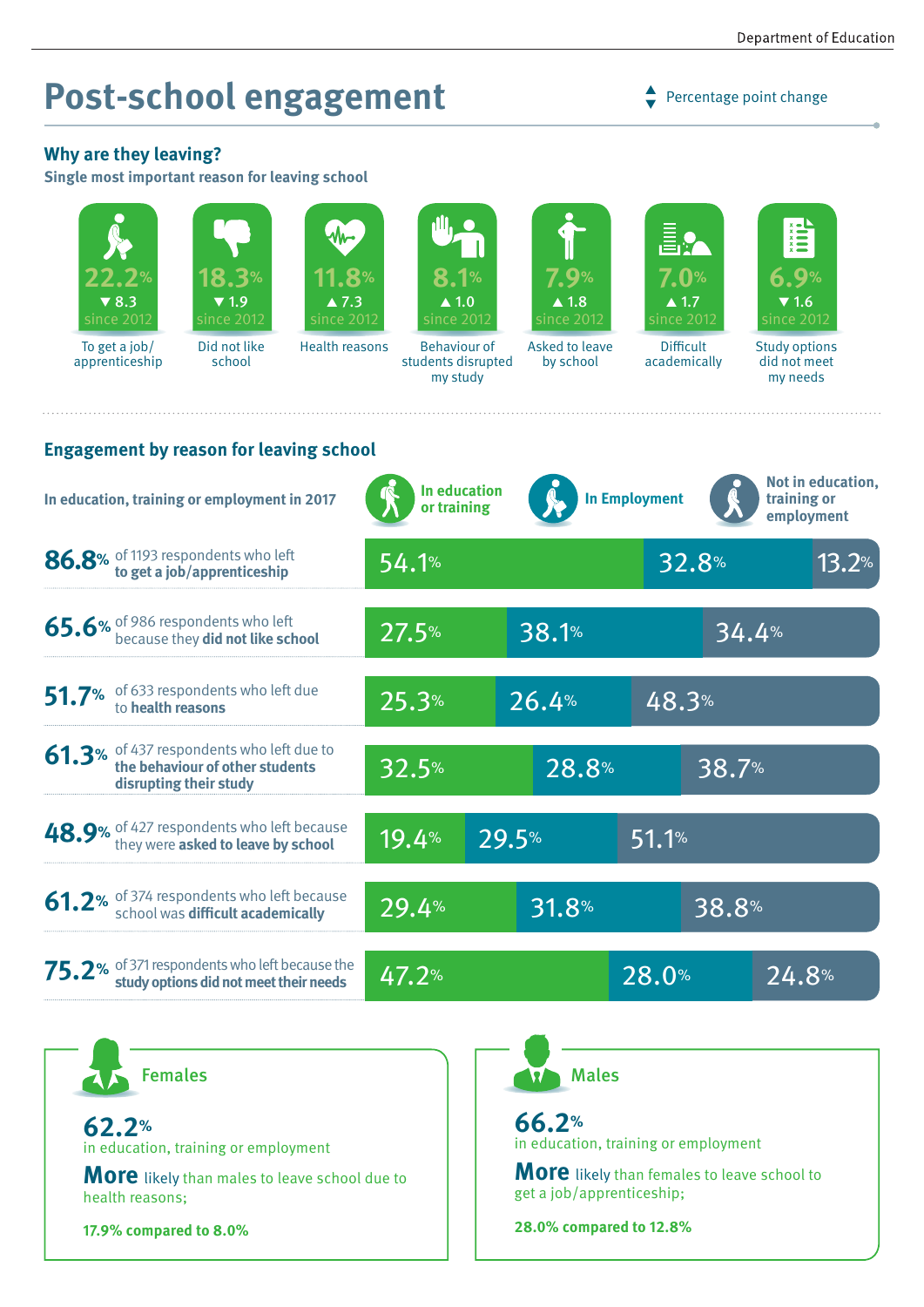# Post-school engagement

▲▼ Percentage point change

## Why are they leaving?

**Single most important reason for leaving school**

| Reason | % | Change since 2012 |
|---|---|---|
| To get a job/apprenticeship | 22.2% | ▼ 8.3 |
| Did not like school | 18.3% | ▼ 1.9 |
| Health reasons | 11.8% | ▲ 7.3 |
| Behaviour of students disrupted my study | 8.1% | ▲ 1.0 |
| Asked to leave by school | 7.9% | ▲ 1.8 |
| Difficult academically | 7.0% | ▲ 1.7 |
| Study options did not meet my needs | 6.9% | ▼ 1.6 |

## Engagement by reason for leaving school

| In education, training or employment in 2017 | In education or training | In Employment | Not in education, training or employment |
|---|---|---|---|
| **86.8%** of 1193 respondents who left **to get a job/apprenticeship** | 54.1% | 32.8% | 13.2% |
| **65.6%** of 986 respondents who left because they **did not like school** | 27.5% | 38.1% | 34.4% |
| **51.7%** of 633 respondents who left due to **health reasons** | 25.3% | 26.4% | 48.3% |
| **61.3%** of 437 respondents who left due to **the behaviour of other students disrupting their study** | 32.5% | 28.8% | 38.7% |
| **48.9%** of 427 respondents who left because they were **asked to leave by school** | 19.4% | 29.5% | 51.1% |
| **61.2%** of 374 respondents who left because school was **difficult academically** | 29.4% | 31.8% | 38.8% |
| **75.2%** of 371 respondents who left because the **study options did not meet their needs** | 47.2% | 28.0% | 24.8% |

### Females

**62.2%**
in education, training or employment

**More** likely than males to leave school due to health reasons;

**17.9% compared to 8.0%**

### Males

**66.2%**
in education, training or employment

**More** likely than females to leave school to get a job/apprenticeship;

**28.0% compared to 12.8%**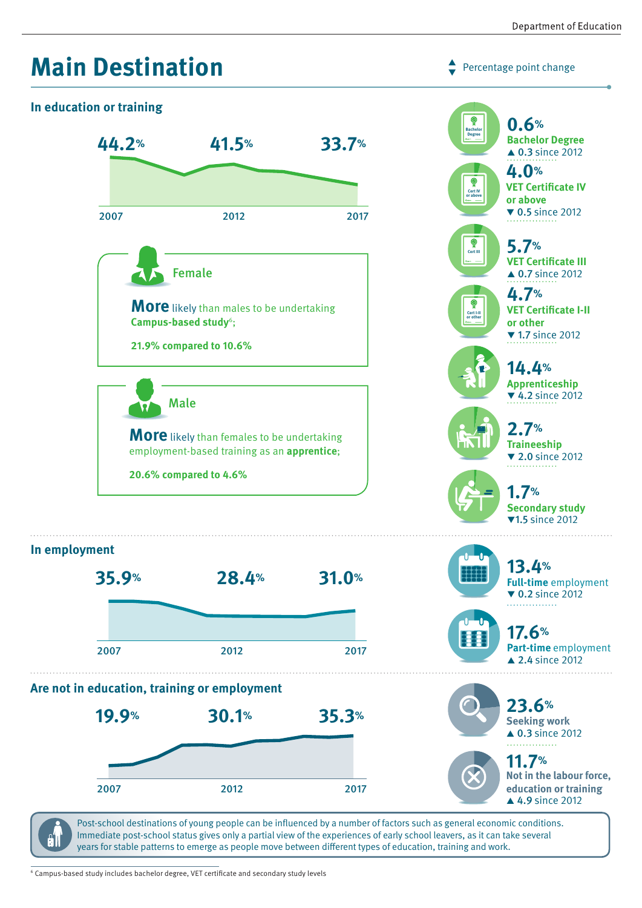# Main Destination

▲▼ Percentage point change

## In education or training

| 2007 | 2012 | 2017 |
|---|---|---|
| 44.2% | 41.5% | 33.7% |

**Female**

**More** likely than males to be undertaking **Campus-based study**[6];

**21.9% compared to 10.6%**

**Male**

**More** likely than females to be undertaking employment-based training as an **apprentice**;

**20.6% compared to 4.6%**

**0.6%** **Bachelor Degree** ▲ 0.3 since 2012

**4.0%** **VET Certificate IV or above** ▼ 0.5 since 2012

**5.7%** **VET Certificate III** ▲ 0.7 since 2012

**4.7%** **VET Certificate I-II or other** ▼ 1.7 since 2012

**14.4%** **Apprenticeship** ▼ 4.2 since 2012

**2.7%** **Traineeship** ▼ 2.0 since 2012

**1.7%** **Secondary study** ▼1.5 since 2012

## In employment

| 2007 | 2012 | 2017 |
|---|---|---|
| 35.9% | 28.4% | 31.0% |

**13.4%** **Full-time** employment ▼ 0.2 since 2012

**17.6%** **Part-time** employment ▲ 2.4 since 2012

## Are not in education, training or employment

| 2007 | 2012 | 2017 |
|---|---|---|
| 19.9% | 30.1% | 35.3% |

**23.6%** **Seeking work** ▲ 0.3 since 2012

**11.7%** **Not in the labour force, education or training** ▲ 4.9 since 2012

Post-school destinations of young people can be influenced by a number of factors such as general economic conditions. Immediate post-school status gives only a partial view of the experiences of early school leavers, as it can take several years for stable patterns to emerge as people move between different types of education, training and work.

[6] Campus-based study includes bachelor degree, VET certificate and secondary study levels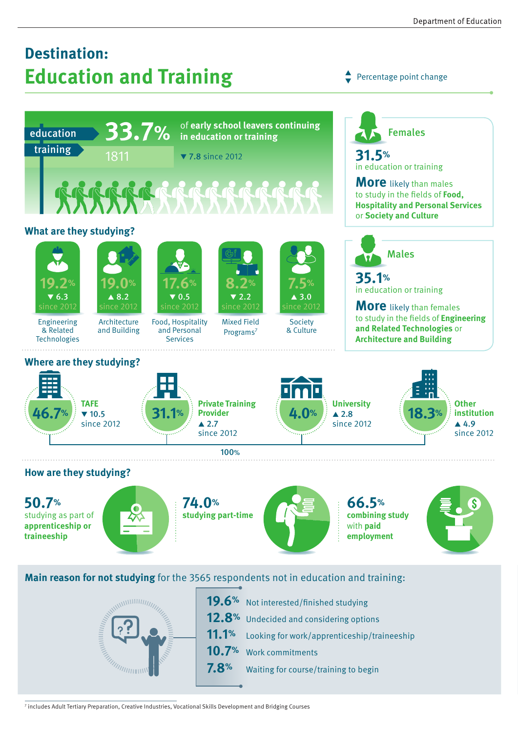# Destination:

# Education and Training

▲▼ Percentage point change

**33.7%** of **early school leavers continuing in education or training**

education / training

1811

▼ 7.8 since 2012

### Females

**31.5%** in education or training

**More** likely than males to study in the fields of **Food, Hospitality and Personal Services** or **Society and Culture**

### Males

**35.1%** in education or training

**More** likely than females to study in the fields of **Engineering and Related Technologies** or **Architecture and Building**

## What are they studying?

| Field | Percentage | Change since 2012 |
|---|---|---|
| Engineering & Related Technologies | 19.2% | ▼ 6.3 |
| Architecture and Building | 19.0% | ▲ 8.2 |
| Food, Hospitality and Personal Services | 17.6% | ▼ 0.5 |
| Mixed Field Programs[7] | 8.2% | ▼ 2.2 |
| Society & Culture | 7.5% | ▲ 3.0 |

## Where are they studying?

| Institution | Percentage | Change since 2012 |
|---|---|---|
| TAFE | 46.7% | ▼ 10.5 |
| Private Training Provider | 31.1% | ▲ 2.7 |
| University | 4.0% | ▲ 2.8 |
| Other institution | 18.3% | ▲ 4.9 |

100%

## How are they studying?

**50.7%** studying as part of **apprenticeship or traineeship**

**74.0%** **studying part-time**

**66.5%** **combining study** with **paid employment**

## Main reason for not studying for the 3565 respondents not in education and training:

- **19.6%** Not interested/finished studying
- **12.8%** Undecided and considering options
- **11.1%** Looking for work/apprenticeship/traineeship
- **10.7%** Work commitments
- **7.8%** Waiting for course/training to begin

[7] includes Adult Tertiary Preparation, Creative Industries, Vocational Skills Development and Bridging Courses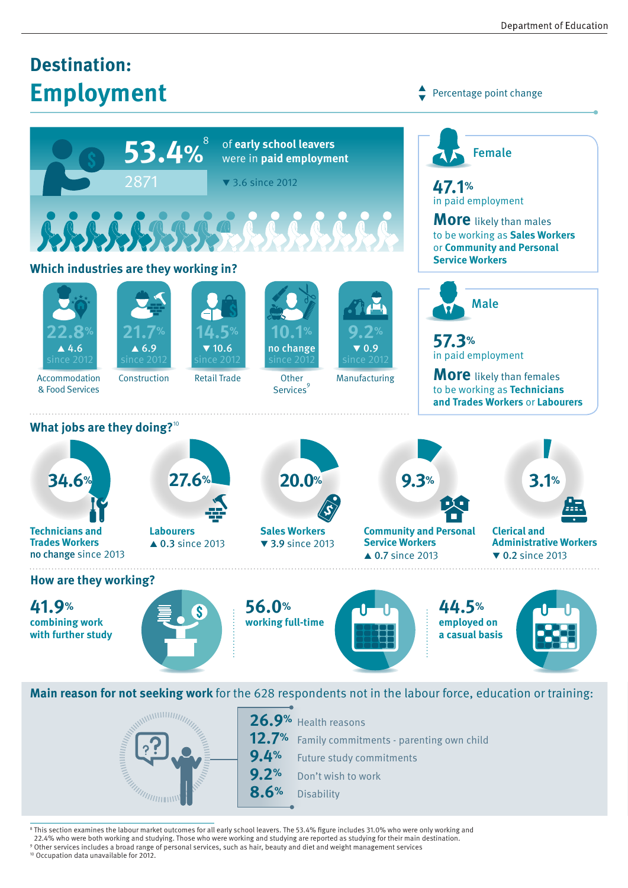# Destination: Employment

▲▼ Percentage point change

**53.4%**[8] of **early school leavers** were in **paid employment**

2871

▼ 3.6 since 2012

## Which industries are they working in?

22.8% ▲ 4.6 since 2012
Accommodation & Food Services

21.7% ▲ 6.9 since 2012
Construction

14.5% ▼ 10.6 since 2012
Retail Trade

10.1% no change since 2012
Other Services[9]

9.2% ▼ 0.9 since 2012
Manufacturing

### Female

**47.1%** in paid employment

**More** likely than males to be working as **Sales Workers** or **Community and Personal Service Workers**

### Male

**57.3%** in paid employment

**More** likely than females to be working as **Technicians and Trades Workers** or **Labourers**

## What jobs are they doing?[10]

34.6%
**Technicians and Trades Workers**
**no change** since 2013

27.6%
**Labourers**
▲ 0.3 since 2013

20.0%
**Sales Workers**
▼ 3.9 since 2013

9.3%
**Community and Personal Service Workers**
▲ 0.7 since 2013

3.1%
**Clerical and Administrative Workers**
▼ 0.2 since 2013

## How are they working?

**41.9%** combining work with further study

**56.0%** working full-time

**44.5%** employed on a casual basis

## Main reason for not seeking work for the 628 respondents not in the labour force, education or training:

**26.9%** Health reasons
**12.7%** Family commitments - parenting own child
**9.4%** Future study commitments
**9.2%** Don't wish to work
**8.6%** Disability

---

[8] This section examines the labour market outcomes for all early school leavers. The 53.4% figure includes 31.0% who were only working and 22.4% who were both working and studying. Those who were working and studying are reported as studying for their main destination.
[9] Other services includes a broad range of personal services, such as hair, beauty and diet and weight management services
[10] Occupation data unavailable for 2012.